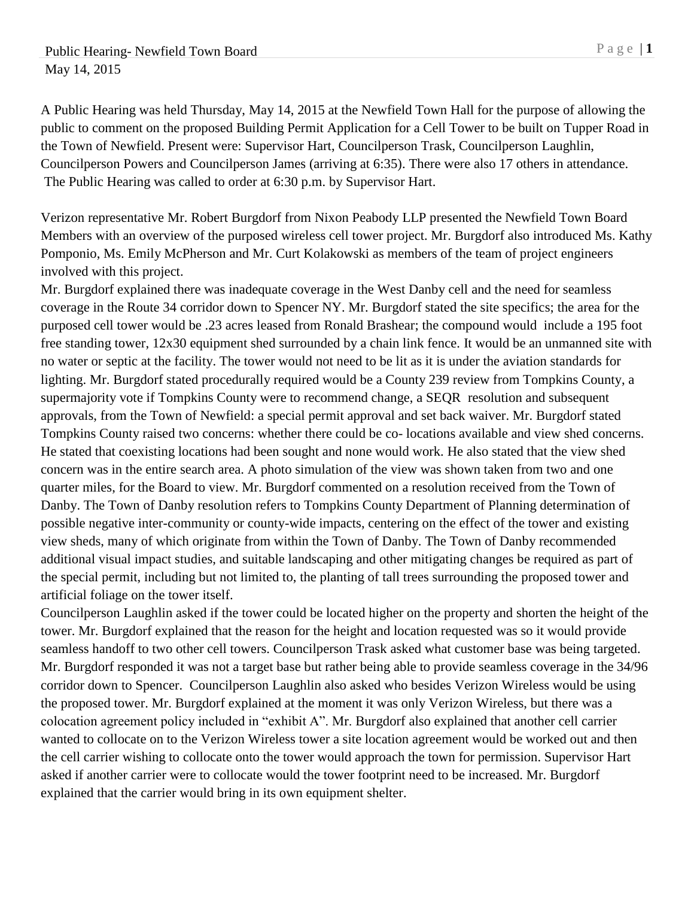Public Hearing- Newfield Town Board
May 14, 2015

A Public Hearing was held Thursday, May 14, 2015 at the Newfield Town Hall for the purpose of allowing the public to comment on the proposed Building Permit Application for a Cell Tower to be built on Tupper Road in the Town of Newfield. Present were: Supervisor Hart, Councilperson Trask, Councilperson Laughlin, Councilperson Powers and Councilperson James (arriving at 6:35). There were also 17 others in attendance. The Public Hearing was called to order at 6:30 p.m. by Supervisor Hart.

Verizon representative Mr. Robert Burgdorf from Nixon Peabody LLP presented the Newfield Town Board Members with an overview of the purposed wireless cell tower project. Mr. Burgdorf also introduced Ms. Kathy Pomponio, Ms. Emily McPherson and Mr. Curt Kolakowski as members of the team of project engineers involved with this project.

Mr. Burgdorf explained there was inadequate coverage in the West Danby cell and the need for seamless coverage in the Route 34 corridor down to Spencer NY. Mr. Burgdorf stated the site specifics; the area for the purposed cell tower would be .23 acres leased from Ronald Brashear; the compound would include a 195 foot free standing tower, 12x30 equipment shed surrounded by a chain link fence. It would be an unmanned site with no water or septic at the facility. The tower would not need to be lit as it is under the aviation standards for lighting. Mr. Burgdorf stated procedurally required would be a County 239 review from Tompkins County, a supermajority vote if Tompkins County were to recommend change, a SEQR resolution and subsequent approvals, from the Town of Newfield: a special permit approval and set back waiver. Mr. Burgdorf stated Tompkins County raised two concerns: whether there could be co- locations available and view shed concerns. He stated that coexisting locations had been sought and none would work. He also stated that the view shed concern was in the entire search area. A photo simulation of the view was shown taken from two and one quarter miles, for the Board to view. Mr. Burgdorf commented on a resolution received from the Town of Danby. The Town of Danby resolution refers to Tompkins County Department of Planning determination of possible negative inter-community or county-wide impacts, centering on the effect of the tower and existing view sheds, many of which originate from within the Town of Danby. The Town of Danby recommended additional visual impact studies, and suitable landscaping and other mitigating changes be required as part of the special permit, including but not limited to, the planting of tall trees surrounding the proposed tower and artificial foliage on the tower itself.

Councilperson Laughlin asked if the tower could be located higher on the property and shorten the height of the tower. Mr. Burgdorf explained that the reason for the height and location requested was so it would provide seamless handoff to two other cell towers. Councilperson Trask asked what customer base was being targeted. Mr. Burgdorf responded it was not a target base but rather being able to provide seamless coverage in the 34/96 corridor down to Spencer. Councilperson Laughlin also asked who besides Verizon Wireless would be using the proposed tower. Mr. Burgdorf explained at the moment it was only Verizon Wireless, but there was a colocation agreement policy included in "exhibit A". Mr. Burgdorf also explained that another cell carrier wanted to collocate on to the Verizon Wireless tower a site location agreement would be worked out and then the cell carrier wishing to collocate onto the tower would approach the town for permission. Supervisor Hart asked if another carrier were to collocate would the tower footprint need to be increased. Mr. Burgdorf explained that the carrier would bring in its own equipment shelter.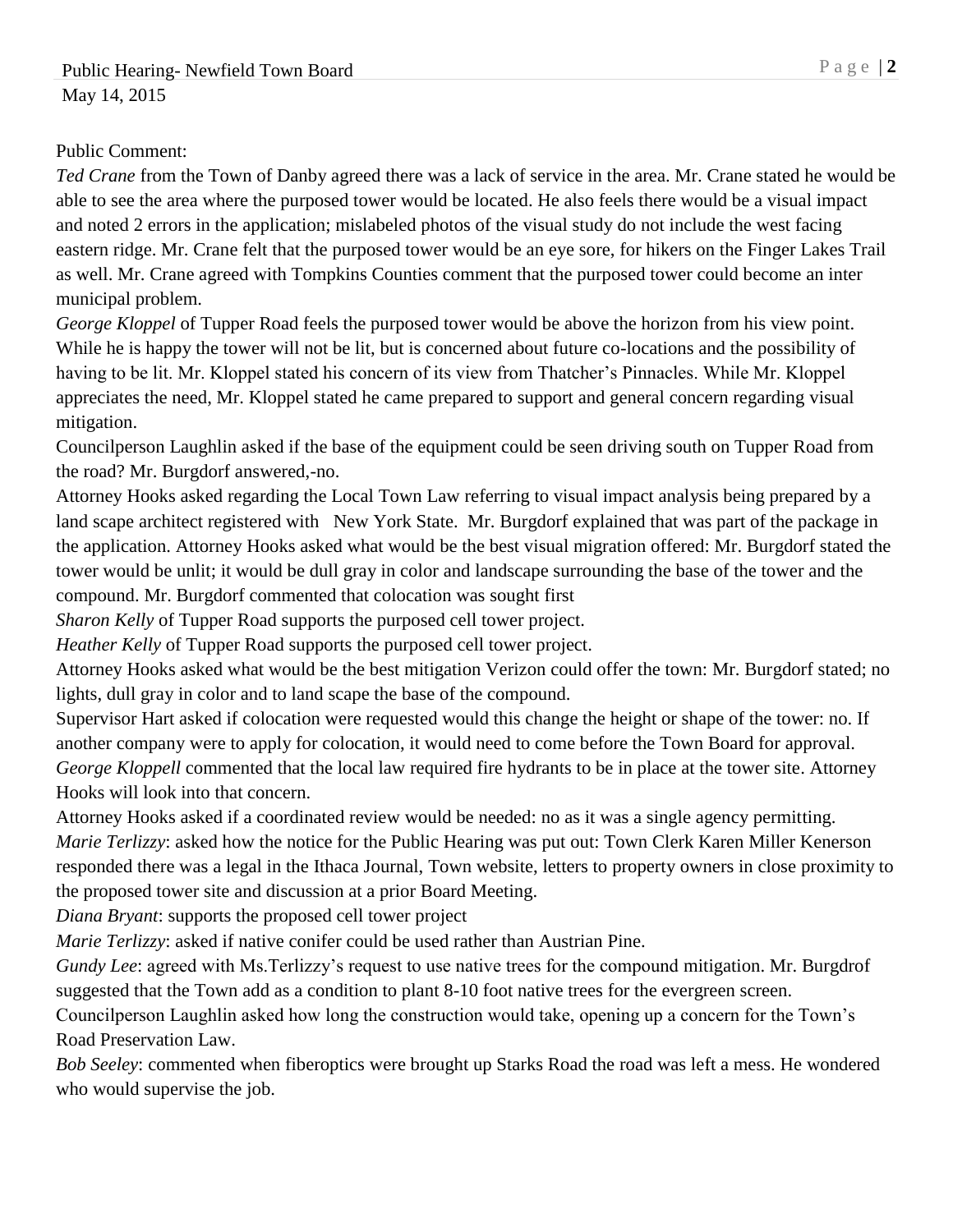Public Comment:

*Ted Crane* from the Town of Danby agreed there was a lack of service in the area. Mr. Crane stated he would be able to see the area where the purposed tower would be located. He also feels there would be a visual impact and noted 2 errors in the application; mislabeled photos of the visual study do not include the west facing eastern ridge. Mr. Crane felt that the purposed tower would be an eye sore, for hikers on the Finger Lakes Trail as well. Mr. Crane agreed with Tompkins Counties comment that the purposed tower could become an inter municipal problem.

*George Kloppel* of Tupper Road feels the purposed tower would be above the horizon from his view point. While he is happy the tower will not be lit, but is concerned about future co-locations and the possibility of having to be lit. Mr. Kloppel stated his concern of its view from Thatcher's Pinnacles. While Mr. Kloppel appreciates the need, Mr. Kloppel stated he came prepared to support and general concern regarding visual mitigation.

Councilperson Laughlin asked if the base of the equipment could be seen driving south on Tupper Road from the road? Mr. Burgdorf answered,-no.

Attorney Hooks asked regarding the Local Town Law referring to visual impact analysis being prepared by a land scape architect registered with New York State. Mr. Burgdorf explained that was part of the package in the application. Attorney Hooks asked what would be the best visual migration offered: Mr. Burgdorf stated the tower would be unlit; it would be dull gray in color and landscape surrounding the base of the tower and the compound. Mr. Burgdorf commented that colocation was sought first

*Sharon Kelly* of Tupper Road supports the purposed cell tower project.

*Heather Kelly* of Tupper Road supports the purposed cell tower project.

Attorney Hooks asked what would be the best mitigation Verizon could offer the town: Mr. Burgdorf stated; no lights, dull gray in color and to land scape the base of the compound.

Supervisor Hart asked if colocation were requested would this change the height or shape of the tower: no. If another company were to apply for colocation, it would need to come before the Town Board for approval.

*George Kloppell* commented that the local law required fire hydrants to be in place at the tower site. Attorney Hooks will look into that concern.

Attorney Hooks asked if a coordinated review would be needed: no as it was a single agency permitting.

*Marie Terlizzy*: asked how the notice for the Public Hearing was put out: Town Clerk Karen Miller Kenerson responded there was a legal in the Ithaca Journal, Town website, letters to property owners in close proximity to the proposed tower site and discussion at a prior Board Meeting.

*Diana Bryant*: supports the proposed cell tower project

*Marie Terlizzy*: asked if native conifer could be used rather than Austrian Pine.

*Gundy Lee*: agreed with Ms.Terlizzy's request to use native trees for the compound mitigation. Mr. Burgdrof suggested that the Town add as a condition to plant 8-10 foot native trees for the evergreen screen.

Councilperson Laughlin asked how long the construction would take, opening up a concern for the Town's Road Preservation Law.

*Bob Seeley*: commented when fiberoptics were brought up Starks Road the road was left a mess. He wondered who would supervise the job.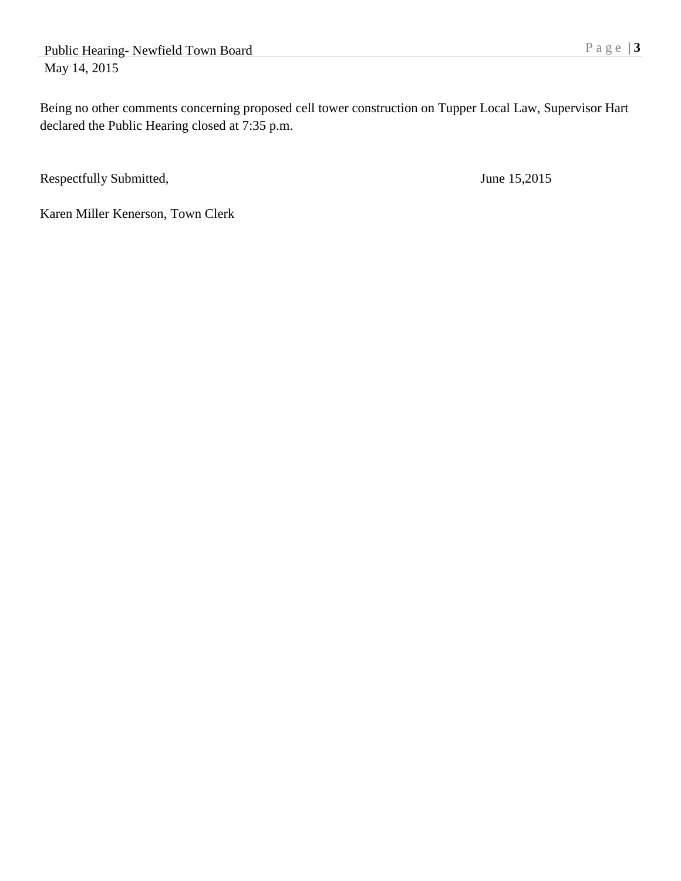Being no other comments concerning proposed cell tower construction on Tupper Local Law, Supervisor Hart declared the Public Hearing closed at 7:35 p.m.

Respectfully Submitted, June 15,2015

Karen Miller Kenerson, Town Clerk